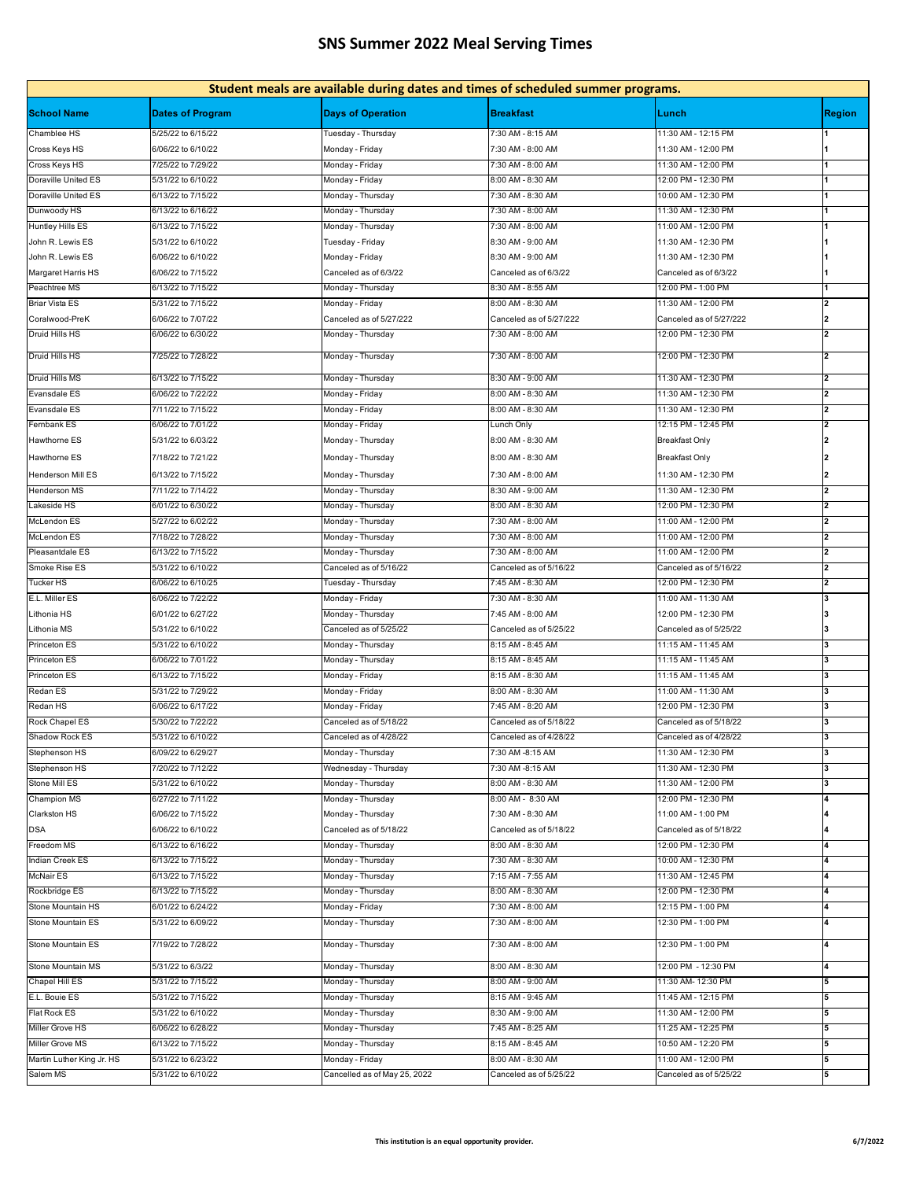# SNS Summer 2022 Meal Serving Times

| Student meals are available during dates and times of scheduled summer programs. | | | | | |
|---|---|---|---|---|---|
| **School Name** | **Dates of Program** | **Days of Operation** | **Breakfast** | **Lunch** | **Region** |
| Chamblee HS | 5/25/22 to 6/15/22 | Tuesday - Thursday | 7:30 AM - 8:15 AM | 11:30 AM - 12:15 PM | 1 |
| Cross Keys HS | 6/06/22 to 6/10/22 | Monday - Friday | 7:30 AM - 8:00 AM | 11:30 AM - 12:00 PM | 1 |
| Cross Keys HS | 7/25/22 to 7/29/22 | Monday - Friday | 7:30 AM - 8:00 AM | 11:30 AM - 12:00 PM | 1 |
| Doraville United ES | 5/31/22 to 6/10/22 | Monday - Friday | 8:00 AM - 8:30 AM | 12:00 PM - 12:30 PM | 1 |
| Doraville United ES | 6/13/22 to 7/15/22 | Monday - Thursday | 7:30 AM - 8:30 AM | 10:00 AM - 12:30 PM | 1 |
| Dunwoody HS | 6/13/22 to 6/16/22 | Monday - Thursday | 7:30 AM - 8:00 AM | 11:30 AM - 12:30 PM | 1 |
| Huntley Hills ES | 6/13/22 to 7/15/22 | Monday - Thursday | 7:30 AM - 8:00 AM | 11:00 AM - 12:00 PM | 1 |
| John R. Lewis ES | 5/31/22 to 6/10/22 | Tuesday - Friday | 8:30 AM - 9:00 AM | 11:30 AM - 12:30 PM | 1 |
| John R. Lewis ES | 6/06/22 to 6/10/22 | Monday - Friday | 8:30 AM - 9:00 AM | 11:30 AM - 12:30 PM | 1 |
| Margaret Harris HS | 6/06/22 to 7/15/22 | Canceled as of 6/3/22 | Canceled as of 6/3/22 | Canceled as of 6/3/22 | 1 |
| Peachtree MS | 6/13/22 to 7/15/22 | Monday - Thursday | 8:30 AM - 8:55 AM | 12:00 PM - 1:00 PM | 1 |
| Briar Vista ES | 5/31/22 to 7/15/22 | Monday - Friday | 8:00 AM - 8:30 AM | 11:30 AM - 12:00 PM | 2 |
| Coralwood-PreK | 6/06/22 to 7/07/22 | Canceled as of 5/27/222 | Canceled as of 5/27/222 | Canceled as of 5/27/222 | 2 |
| Druid Hills HS | 6/06/22 to 6/30/22 | Monday - Thursday | 7:30 AM - 8:00 AM | 12:00 PM - 12:30 PM | 2 |
| Druid Hills HS | 7/25/22 to 7/28/22 | Monday - Thursday | 7:30 AM - 8:00 AM | 12:00 PM - 12:30 PM | 2 |
| Druid Hills MS | 6/13/22 to 7/15/22 | Monday - Thursday | 8:30 AM - 9:00 AM | 11:30 AM - 12:30 PM | 2 |
| Evansdale ES | 6/06/22 to 7/22/22 | Monday - Friday | 8:00 AM - 8:30 AM | 11:30 AM - 12:30 PM | 2 |
| Evansdale ES | 7/11/22 to 7/15/22 | Monday - Friday | 8:00 AM - 8:30 AM | 11:30 AM - 12:30 PM | 2 |
| Fernbank ES | 6/06/22 to 7/01/22 | Monday - Friday | Lunch Only | 12:15 PM - 12:45 PM | 2 |
| Hawthorne ES | 5/31/22 to 6/03/22 | Monday - Thursday | 8:00 AM - 8:30 AM | Breakfast Only | 2 |
| Hawthorne ES | 7/18/22 to 7/21/22 | Monday - Thursday | 8:00 AM - 8:30 AM | Breakfast Only | 2 |
| Henderson Mill ES | 6/13/22 to 7/15/22 | Monday - Thursday | 7:30 AM - 8:00 AM | 11:30 AM - 12:30 PM | 2 |
| Henderson MS | 7/11/22 to 7/14/22 | Monday - Thursday | 8:30 AM - 9:00 AM | 11:30 AM - 12:30 PM | 2 |
| Lakeside HS | 6/01/22 to 6/30/22 | Monday - Thursday | 8:00 AM - 8:30 AM | 12:00 PM - 12:30 PM | 2 |
| McLendon ES | 5/27/22 to 6/02/22 | Monday - Thursday | 7:30 AM - 8:00 AM | 11:00 AM - 12:00 PM | 2 |
| McLendon ES | 7/18/22 to 7/28/22 | Monday - Thursday | 7:30 AM - 8:00 AM | 11:00 AM - 12:00 PM | 2 |
| Pleasantdale ES | 6/13/22 to 7/15/22 | Monday - Thursday | 7:30 AM - 8:00 AM | 11:00 AM - 12:00 PM | 2 |
| Smoke Rise ES | 5/31/22 to 6/10/22 | Canceled as of 5/16/22 | Canceled as of 5/16/22 | Canceled as of 5/16/22 | 2 |
| Tucker HS | 6/06/22 to 6/10/25 | Tuesday - Thursday | 7:45 AM - 8:30 AM | 12:00 PM - 12:30 PM | 2 |
| E.L. Miller ES | 6/06/22 to 7/22/22 | Monday - Friday | 7:30 AM - 8:30 AM | 11:00 AM - 11:30 AM | 3 |
| Lithonia HS | 6/01/22 to 6/27/22 | Monday - Thursday | 7:45 AM - 8:00 AM | 12:00 PM - 12:30 PM | 3 |
| Lithonia MS | 5/31/22 to 6/10/22 | Canceled as of 5/25/22 | Canceled as of 5/25/22 | Canceled as of 5/25/22 | 3 |
| Princeton ES | 5/31/22 to 6/10/22 | Monday - Thursday | 8:15 AM - 8:45 AM | 11:15 AM - 11:45 AM | 3 |
| Princeton ES | 6/06/22 to 7/01/22 | Monday - Thursday | 8:15 AM - 8:45 AM | 11:15 AM - 11:45 AM | 3 |
| Princeton ES | 6/13/22 to 7/15/22 | Monday - Friday | 8:15 AM - 8:30 AM | 11:15 AM - 11:45 AM | 3 |
| Redan ES | 5/31/22 to 7/29/22 | Monday - Friday | 8:00 AM - 8:30 AM | 11:00 AM - 11:30 AM | 3 |
| Redan HS | 6/06/22 to 6/17/22 | Monday - Friday | 7:45 AM - 8:20 AM | 12:00 PM - 12:30 PM | 3 |
| Rock Chapel ES | 5/30/22 to 7/22/22 | Canceled as of 5/18/22 | Canceled as of 5/18/22 | Canceled as of 5/18/22 | 3 |
| Shadow Rock ES | 5/31/22 to 6/10/22 | Canceled as of 4/28/22 | Canceled as of 4/28/22 | Canceled as of 4/28/22 | 3 |
| Stephenson HS | 6/09/22 to 6/29/27 | Monday - Thursday | 7:30 AM -8:15 AM | 11:30 AM - 12:30 PM | 3 |
| Stephenson HS | 7/20/22 to 7/12/22 | Wednesday - Thursday | 7:30 AM -8:15 AM | 11:30 AM - 12:30 PM | 3 |
| Stone Mill ES | 5/31/22 to 6/10/22 | Monday - Thursday | 8:00 AM - 8:30 AM | 11:30 AM - 12:00 PM | 3 |
| Champion MS | 6/27/22 to 7/11/22 | Monday - Thursday | 8:00 AM - 8:30 AM | 12:00 PM - 12:30 PM | 4 |
| Clarkston HS | 6/06/22 to 7/15/22 | Monday - Thursday | 7:30 AM - 8:30 AM | 11:00 AM - 1:00 PM | 4 |
| DSA | 6/06/22 to 6/10/22 | Canceled as of 5/18/22 | Canceled as of 5/18/22 | Canceled as of 5/18/22 | 4 |
| Freedom MS | 6/13/22 to 6/16/22 | Monday - Thursday | 8:00 AM - 8:30 AM | 12:00 PM - 12:30 PM | 4 |
| Indian Creek ES | 6/13/22 to 7/15/22 | Monday - Thursday | 7:30 AM - 8:30 AM | 10:00 AM - 12:30 PM | 4 |
| McNair ES | 6/13/22 to 7/15/22 | Monday - Thursday | 7:15 AM - 7:55 AM | 11:30 AM - 12:45 PM | 4 |
| Rockbridge ES | 6/13/22 to 7/15/22 | Monday - Thursday | 8:00 AM - 8:30 AM | 12:00 PM - 12:30 PM | 4 |
| Stone Mountain HS | 6/01/22 to 6/24/22 | Monday - Friday | 7:30 AM - 8:00 AM | 12:15 PM - 1:00 PM | 4 |
| Stone Mountain ES | 5/31/22 to 6/09/22 | Monday - Thursday | 7:30 AM - 8:00 AM | 12:30 PM - 1:00 PM | 4 |
| Stone Mountain ES | 7/19/22 to 7/28/22 | Monday - Thursday | 7:30 AM - 8:00 AM | 12:30 PM - 1:00 PM | 4 |
| Stone Mountain MS | 5/31/22 to 6/3/22 | Monday - Thursday | 8:00 AM - 8:30 AM | 12:00 PM - 12:30 PM | 4 |
| Chapel Hill ES | 5/31/22 to 7/15/22 | Monday - Thursday | 8:00 AM - 9:00 AM | 11:30 AM- 12:30 PM | 5 |
| E.L. Bouie ES | 5/31/22 to 7/15/22 | Monday - Thursday | 8:15 AM - 9:45 AM | 11:45 AM - 12:15 PM | 5 |
| Flat Rock ES | 5/31/22 to 6/10/22 | Monday - Thursday | 8:30 AM - 9:00 AM | 11:30 AM - 12:00 PM | 5 |
| Miller Grove HS | 6/06/22 to 6/28/22 | Monday - Thursday | 7:45 AM - 8:25 AM | 11:25 AM - 12:25 PM | 5 |
| Miller Grove MS | 6/13/22 to 7/15/22 | Monday - Thursday | 8:15 AM - 8:45 AM | 10:50 AM - 12:20 PM | 5 |
| Martin Luther King Jr. HS | 5/31/22 to 6/23/22 | Monday - Friday | 8:00 AM - 8:30 AM | 11:00 AM - 12:00 PM | 5 |
| Salem MS | 5/31/22 to 6/10/22 | Cancelled as of May 25, 2022 | Canceled as of 5/25/22 | Canceled as of 5/25/22 | 5 |

This institution is an equal opportunity provider.

6/7/2022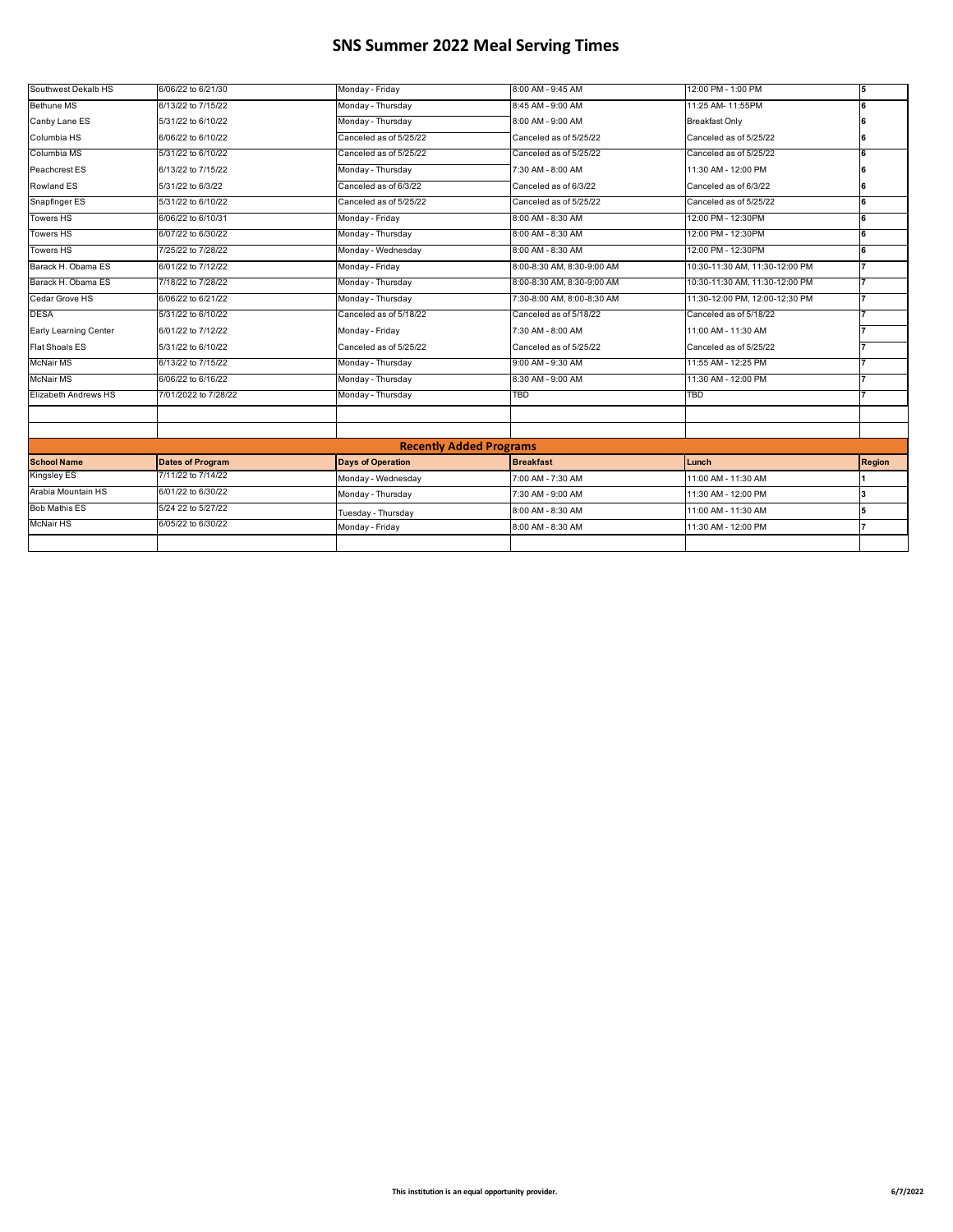# SNS Summer 2022 Meal Serving Times

| | | | | | |
|---|---|---|---|---|---|
| Southwest Dekalb HS | 6/06/22 to 6/21/30 | Monday - Friday | 8:00 AM - 9:45 AM | 12:00 PM - 1:00 PM | 5 |
| Bethune MS | 6/13/22 to 7/15/22 | Monday - Thursday | 8:45 AM - 9:00 AM | 11:25 AM- 11:55PM | 6 |
| Canby Lane ES | 5/31/22 to 6/10/22 | Monday - Thursday | 8:00 AM - 9:00 AM | Breakfast Only | 6 |
| Columbia HS | 6/06/22 to 6/10/22 | Canceled as of 5/25/22 | Canceled as of 5/25/22 | Canceled as of 5/25/22 | 6 |
| Columbia MS | 5/31/22 to 6/10/22 | Canceled as of 5/25/22 | Canceled as of 5/25/22 | Canceled as of 5/25/22 | 6 |
| Peachcrest ES | 6/13/22 to 7/15/22 | Monday - Thursday | 7:30 AM - 8:00 AM | 11:30 AM - 12:00 PM | 6 |
| Rowland ES | 5/31/22 to 6/3/22 | Canceled as of 6/3/22 | Canceled as of 6/3/22 | Canceled as of 6/3/22 | 6 |
| Snapfinger ES | 5/31/22 to 6/10/22 | Canceled as of 5/25/22 | Canceled as of 5/25/22 | Canceled as of 5/25/22 | 6 |
| Towers HS | 6/06/22 to 6/10/31 | Monday - Friday | 8:00 AM - 8:30 AM | 12:00 PM - 12:30PM | 6 |
| Towers HS | 6/07/22 to 6/30/22 | Monday - Thursday | 8:00 AM - 8:30 AM | 12:00 PM - 12:30PM | 6 |
| Towers HS | 7/25/22 to 7/28/22 | Monday - Wednesday | 8:00 AM - 8:30 AM | 12:00 PM - 12:30PM | 6 |
| Barack H. Obama ES | 6/01/22 to 7/12/22 | Monday - Friday | 8:00-8:30 AM, 8:30-9:00 AM | 10:30-11:30 AM, 11:30-12:00 PM | 7 |
| Barack H. Obama ES | 7/18/22 to 7/28/22 | Monday - Thursday | 8:00-8:30 AM, 8:30-9:00 AM | 10:30-11:30 AM, 11:30-12:00 PM | 7 |
| Cedar Grove HS | 6/06/22 to 6/21/22 | Monday - Thursday | 7:30-8:00 AM, 8:00-8:30 AM | 11:30-12:00 PM, 12:00-12:30 PM | 7 |
| DESA | 5/31/22 to 6/10/22 | Canceled as of 5/18/22 | Canceled as of 5/18/22 | Canceled as of 5/18/22 | 7 |
| Early Learning Center | 6/01/22 to 7/12/22 | Monday - Friday | 7:30 AM - 8:00 AM | 11:00 AM - 11:30 AM | 7 |
| Flat Shoals ES | 5/31/22 to 6/10/22 | Canceled as of 5/25/22 | Canceled as of 5/25/22 | Canceled as of 5/25/22 | 7 |
| McNair MS | 6/13/22 to 7/15/22 | Monday - Thursday | 9:00 AM - 9:30 AM | 11:55 AM - 12:25 PM | 7 |
| McNair MS | 6/06/22 to 6/16/22 | Monday - Thursday | 8:30 AM - 9:00 AM | 11:30 AM - 12:00 PM | 7 |
| Elizabeth Andrews HS | 7/01/2022 to 7/28/22 | Monday - Thursday | TBD | TBD | 7 |

## Recently Added Programs

| School Name | Dates of Program | Days of Operation | Breakfast | Lunch | Region |
|---|---|---|---|---|---|
| Kingsley ES | 7/11/22 to 7/14/22 | Monday - Wednesday | 7:00 AM - 7:30 AM | 11:00 AM - 11:30 AM | 1 |
| Arabia Mountain HS | 6/01/22 to 6/30/22 | Monday - Thursday | 7:30 AM - 9:00 AM | 11:30 AM - 12:00 PM | 3 |
| Bob Mathis ES | 5/24 22 to 5/27/22 | Tuesday - Thursday | 8:00 AM - 8:30 AM | 11:00 AM - 11:30 AM | 5 |
| McNair HS | 6/05/22 to 6/30/22 | Monday - Friday | 8:00 AM - 8:30 AM | 11:30 AM - 12:00 PM | 7 |

This institution is an equal opportunity provider.

6/7/2022